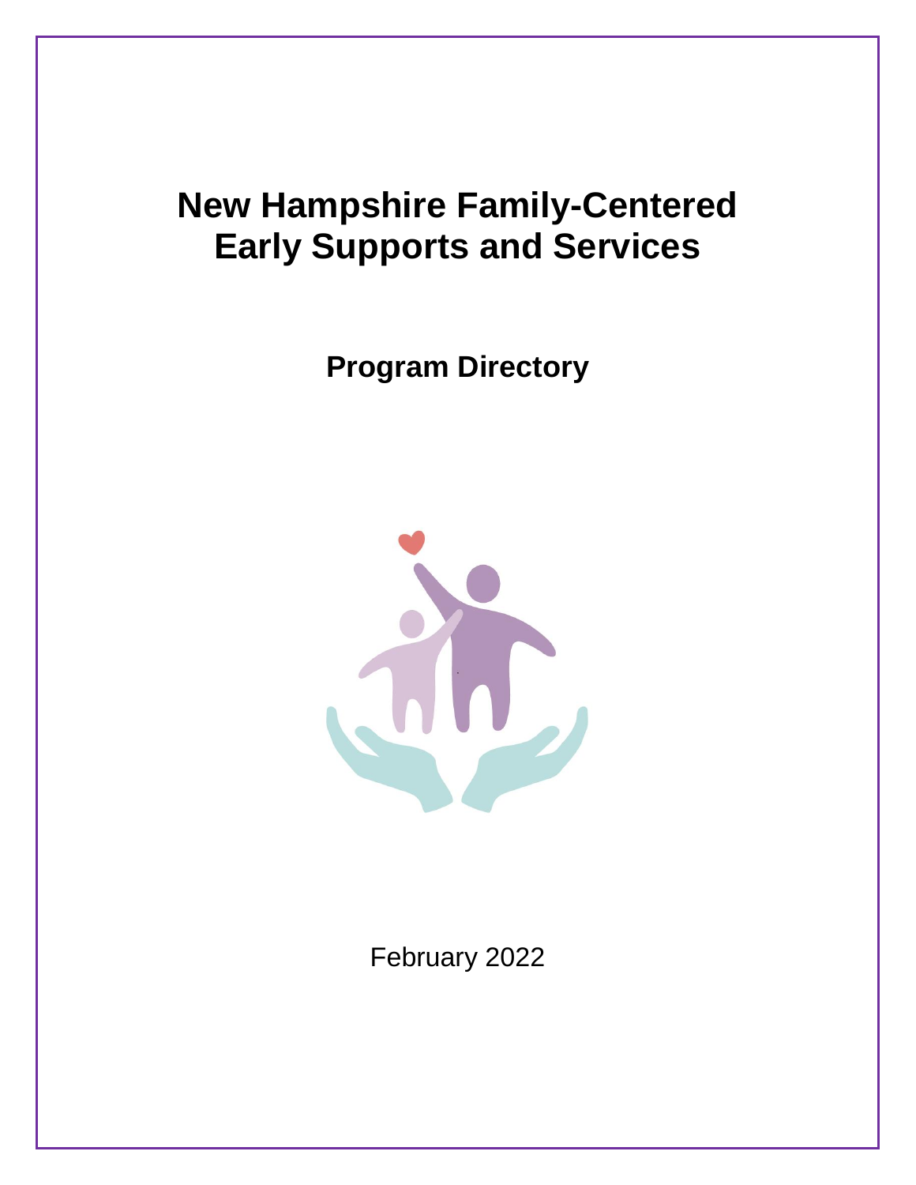# New Hampshire Family-Centered Early Supports and Services

## Program Directory

February 2022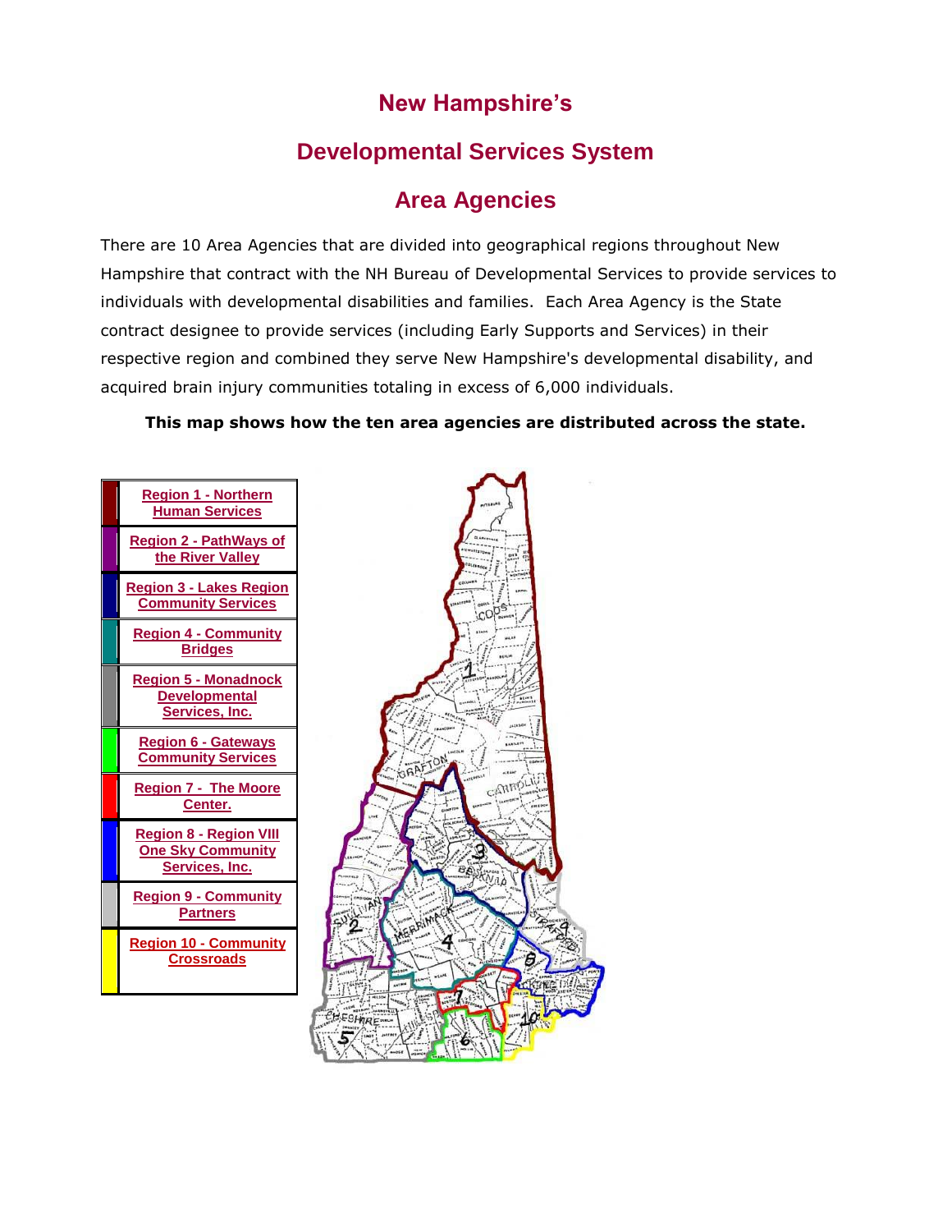# New Hampshire's

# Developmental Services System

# Area Agencies

There are 10 Area Agencies that are divided into geographical regions throughout New Hampshire that contract with the NH Bureau of Developmental Services to provide services to individuals with developmental disabilities and families. Each Area Agency is the State contract designee to provide services (including Early Supports and Services) in their respective region and combined they serve New Hampshire's developmental disability, and acquired brain injury communities totaling in excess of 6,000 individuals.

**This map shows how the ten area agencies are distributed across the state.**

| Region |
| --- |
| Region 1 - Northern Human Services |
| Region 2 - PathWays of the River Valley |
| Region 3 - Lakes Region Community Services |
| Region 4 - Community Bridges |
| Region 5 - Monadnock Developmental Services, Inc. |
| Region 6 - Gateways Community Services |
| Region 7 - The Moore Center. |
| Region 8 - Region VIII One Sky Community Services, Inc. |
| Region 9 - Community Partners |
| Region 10 - Community Crossroads |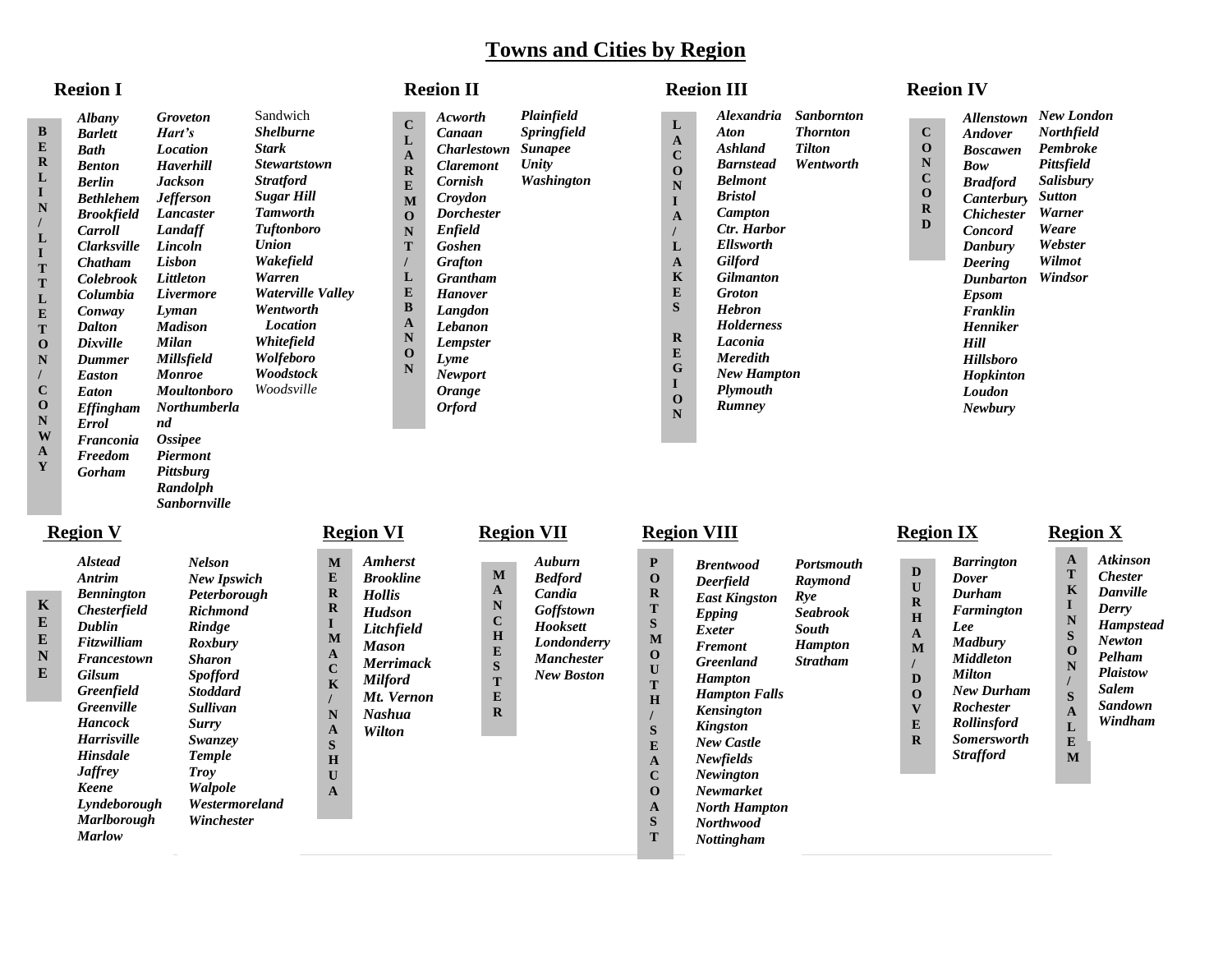# Towns and Cities by Region

## Region I

**BERLIN/LITTLETON/CONWAY**

*Albany*
*Barlett*
*Bath*
*Benton*
*Berlin*
*Bethlehem*
*Brookfield*
*Carroll*
*Clarksville*
*Chatham*
*Colebrook*
*Columbia*
*Conway*
*Dalton*
*Dixville*
*Dummer*
*Easton*
*Eaton*
*Effingham*
*Errol*
*Franconia*
*Freedom*
*Gorham*
*Groveton*
*Hart's Location*
*Haverhill*
*Jackson*
*Jefferson*
*Lancaster*
*Landaff*
*Lincoln*
*Lisbon*
*Littleton*
*Livermore*
*Lyman*
*Madison*
*Milan*
*Millsfield*
*Monroe*
*Moultonboro*
*Northumberland*
*Ossipee*
*Piermont*
*Pittsburg*
*Randolph*
*Sanbornville*
Sandwich
*Shelburne*
*Stark*
*Stewartstown*
*Stratford*
*Sugar Hill*
*Tamworth*
*Tuftonboro*
*Union*
*Wakefield*
*Warren*
*Waterville Valley*
*Wentworth Location*
*Whitefield*
*Wolfeboro*
*Woodstock*
Woodsville

## Region II

**CLAREMONT/LEBANON**

*Acworth*
*Canaan*
*Charlestown*
*Claremont*
*Cornish*
*Croydon*
*Dorchester*
*Enfield*
*Goshen*
*Grafton*
*Grantham*
*Hanover*
*Langdon*
*Lebanon*
*Lempster*
*Lyme*
*Newport*
*Orange*
*Orford*
*Plainfield*
*Springfield*
*Sunapee*
*Unity*
*Washington*

## Region III

**LACONIA/LAKES REGION**

*Alexandria*
*Aton*
*Ashland*
*Barnstead*
*Belmont*
*Bristol*
*Campton*
*Ctr. Harbor*
*Ellsworth*
*Gilford*
*Gilmanton*
*Groton*
*Hebron*
*Holderness*
*Laconia*
*Meredith*
*New Hampton*
*Plymouth*
*Rumney*
*Sanbornton*
*Thornton*
*Tilton*
*Wentworth*

## Region IV

**CONCORD**

*Allenstown*
*Andover*
*Boscawen*
*Bow*
*Bradford*
*Canterbury*
*Chichester*
*Concord*
*Danbury*
*Deering*
*Dunbarton*
*Epsom*
*Franklin*
*Henniker*
*Hill*
*Hillsboro*
*Hopkinton*
*Loudon*
*Newbury*
*New London*
*Northfield*
*Pembroke*
*Pittsfield*
*Salisbury*
*Sutton*
*Warner*
*Weare*
*Webster*
*Wilmot*
*Windsor*

## Region V

**KEENE**

*Alstead*
*Antrim*
*Bennington*
*Chesterfield*
*Dublin*
*Fitzwilliam*
*Francestown*
*Gilsum*
*Greenfield*
*Greenville*
*Hancock*
*Harrisville*
*Hinsdale*
*Jaffrey*
*Keene*
*Lyndeborough*
*Marlborough*
*Marlow*
*Nelson*
*New Ipswich*
*Peterborough*
*Richmond*
*Rindge*
*Roxbury*
*Sharon*
*Spofford*
*Stoddard*
*Sullivan*
*Surry*
*Swanzey*
*Temple*
*Troy*
*Walpole*
*Westermoreland*
*Winchester*

## Region VI

**MERRIMACK/NASHUA**

*Amherst*
*Brookline*
*Hollis*
*Hudson*
*Litchfield*
*Mason*
*Merrimack*
*Milford*
*Mt. Vernon*
*Nashua*
*Wilton*

## Region VII

**MANCHESTER**

*Auburn*
*Bedford*
*Candia*
*Goffstown*
*Hooksett*
*Londonderry*
*Manchester*
*New Boston*

## Region VIII

**PORTSMOUTH/SEACOAST**

*Brentwood*
*Deerfield*
*East Kingston*
*Epping*
*Exeter*
*Fremont*
*Greenland*
*Hampton*
*Hampton Falls*
*Kensington*
*Kingston*
*New Castle*
*Newfields*
*Newington*
*Newmarket*
*North Hampton*
*Northwood*
*Nottingham*
*Portsmouth*
*Raymond*
*Rye*
*Seabrook*
*South Hampton*
*Stratham*

## Region IX

**DURHAM/DOVER**

*Barrington*
*Dover*
*Durham*
*Farmington*
*Lee*
*Madbury*
*Middleton*
*Milton*
*New Durham*
*Rochester*
*Rollinsford*
*Somersworth*
*Strafford*

## Region X

**ATKINSON/SALEM**

*Atkinson*
*Chester*
*Danville*
*Derry*
*Hampstead*
*Newton*
*Pelham*
*Plaistow*
*Salem*
*Sandown*
*Windham*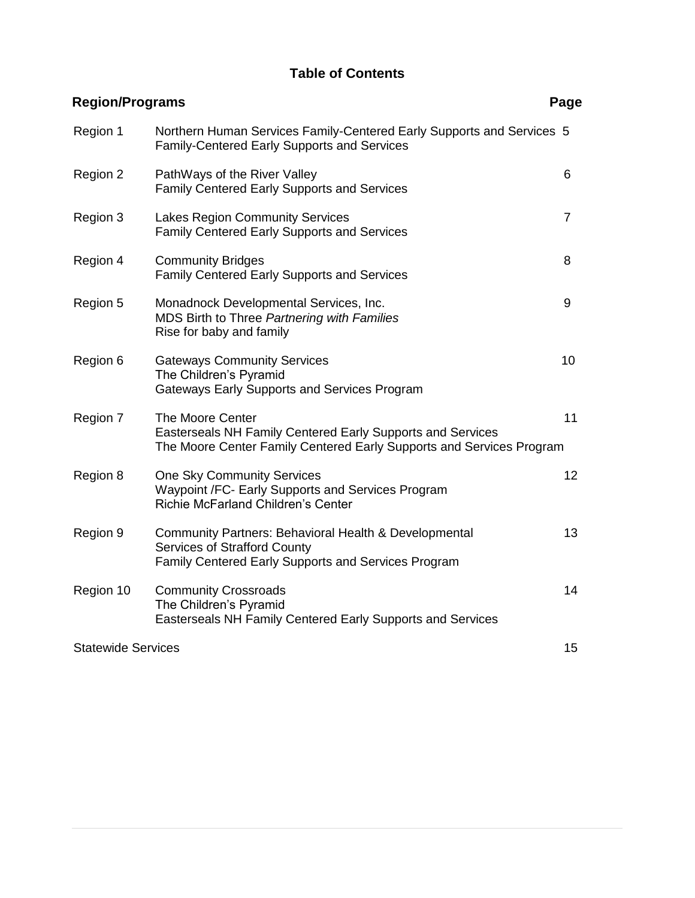# Table of Contents

| Region/Programs | | Page |
|---|---|---|
| Region 1 | Northern Human Services Family-Centered Early Supports and Services<br>Family-Centered Early Supports and Services | 5 |
| Region 2 | PathWays of the River Valley<br>Family Centered Early Supports and Services | 6 |
| Region 3 | Lakes Region Community Services<br>Family Centered Early Supports and Services | 7 |
| Region 4 | Community Bridges<br>Family Centered Early Supports and Services | 8 |
| Region 5 | Monadnock Developmental Services, Inc.<br>MDS Birth to Three *Partnering with Families*<br>Rise for baby and family | 9 |
| Region 6 | Gateways Community Services<br>The Children's Pyramid<br>Gateways Early Supports and Services Program | 10 |
| Region 7 | The Moore Center<br>Easterseals NH Family Centered Early Supports and Services<br>The Moore Center Family Centered Early Supports and Services Program | 11 |
| Region 8 | One Sky Community Services<br>Waypoint /FC- Early Supports and Services Program<br>Richie McFarland Children's Center | 12 |
| Region 9 | Community Partners: Behavioral Health & Developmental Services of Strafford County<br>Family Centered Early Supports and Services Program | 13 |
| Region 10 | Community Crossroads<br>The Children's Pyramid<br>Easterseals NH Family Centered Early Supports and Services | 14 |
| Statewide Services | | 15 |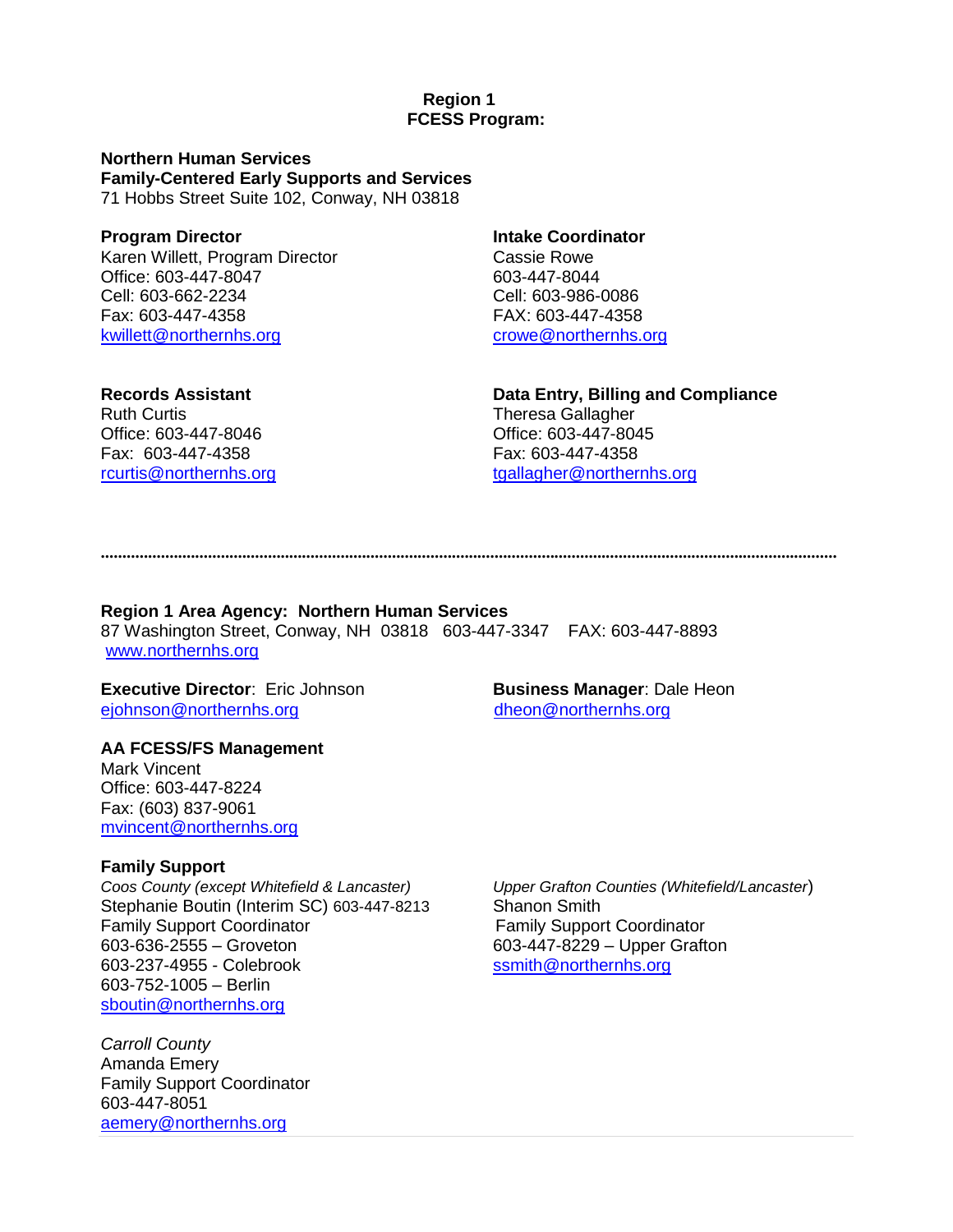**Region 1**
**FCESS Program:**

**Northern Human Services**
**Family-Centered Early Supports and Services**
71 Hobbs Street Suite 102, Conway, NH 03818

**Program Director**
Karen Willett, Program Director
Office: 603-447-8047
Cell: 603-662-2234
Fax: 603-447-4358
kwillett@northernhs.org

**Intake Coordinator**
Cassie Rowe
603-447-8044
Cell: 603-986-0086
FAX: 603-447-4358
crowe@northernhs.org

**Records Assistant**
Ruth Curtis
Office: 603-447-8046
Fax: 603-447-4358
rcurtis@northernhs.org

**Data Entry, Billing and Compliance**
Theresa Gallagher
Office: 603-447-8045
Fax: 603-447-4358
tgallagher@northernhs.org

---

**Region 1 Area Agency: Northern Human Services**
87 Washington Street, Conway, NH 03818 603-447-3347 FAX: 603-447-8893
www.northernhs.org

**Executive Director**: Eric Johnson
ejohnson@northernhs.org

**Business Manager**: Dale Heon
dheon@northernhs.org

**AA FCESS/FS Management**
Mark Vincent
Office: 603-447-8224
Fax: (603) 837-9061
mvincent@northernhs.org

**Family Support**

*Coos County (except Whitefield & Lancaster)*
Stephanie Boutin (Interim SC) 603-447-8213
Family Support Coordinator
603-636-2555 – Groveton
603-237-4955 - Colebrook
603-752-1005 – Berlin
sboutin@northernhs.org

*Upper Grafton Counties (Whitefield/Lancaster)*
Shanon Smith
Family Support Coordinator
603-447-8229 – Upper Grafton
ssmith@northernhs.org

*Carroll County*
Amanda Emery
Family Support Coordinator
603-447-8051
aemery@northernhs.org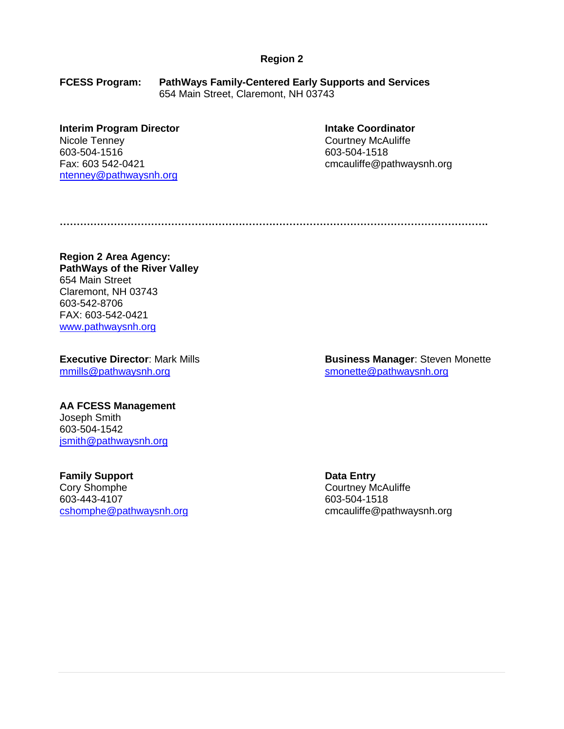## Region 2

**FCESS Program:** **PathWays Family-Centered Early Supports and Services**
654 Main Street, Claremont, NH 03743

**Interim Program Director**
Nicole Tenney
603-504-1516
Fax: 603 542-0421
ntenney@pathwaysnh.org

**Intake Coordinator**
Courtney McAuliffe
603-504-1518
cmcauliffe@pathwaysnh.org

…………………………………………………………………………………………………………………

**Region 2 Area Agency:**
**PathWays of the River Valley**
654 Main Street
Claremont, NH 03743
603-542-8706
FAX: 603-542-0421
www.pathwaysnh.org

**Executive Director**: Mark Mills
mmills@pathwaysnh.org

**Business Manager**: Steven Monette
smonette@pathwaysnh.org

**AA FCESS Management**
Joseph Smith
603-504-1542
jsmith@pathwaysnh.org

**Family Support**
Cory Shomphe
603-443-4107
cshomphe@pathwaysnh.org

**Data Entry**
Courtney McAuliffe
603-504-1518
cmcauliffe@pathwaysnh.org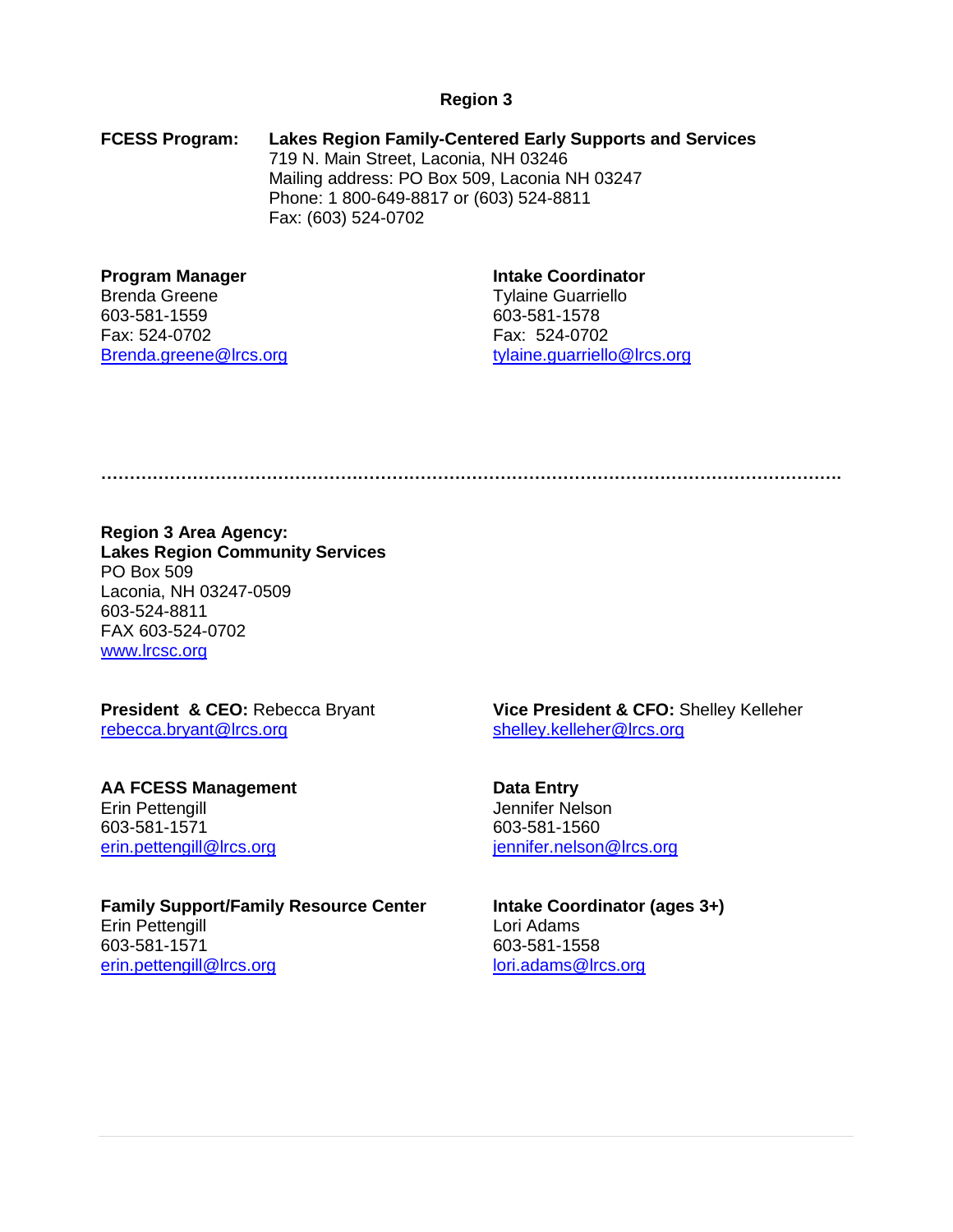## Region 3

**FCESS Program:** **Lakes Region Family-Centered Early Supports and Services**
719 N. Main Street, Laconia, NH 03246
Mailing address: PO Box 509, Laconia NH 03247
Phone: 1 800-649-8817 or (603) 524-8811
Fax: (603) 524-0702

**Program Manager**
Brenda Greene
603-581-1559
Fax: 524-0702
Brenda.greene@lrcs.org

**Intake Coordinator**
Tylaine Guarriello
603-581-1578
Fax: 524-0702
tylaine.guarriello@lrcs.org

…………………………………………………………………………………………………………………

**Region 3 Area Agency:**
**Lakes Region Community Services**
PO Box 509
Laconia, NH 03247-0509
603-524-8811
FAX 603-524-0702
www.lrcsc.org

**President & CEO:** Rebecca Bryant
rebecca.bryant@lrcs.org

**Vice President & CFO:** Shelley Kelleher
shelley.kelleher@lrcs.org

**AA FCESS Management**
Erin Pettengill
603-581-1571
erin.pettengill@lrcs.org

**Data Entry**
Jennifer Nelson
603-581-1560
jennifer.nelson@lrcs.org

**Family Support/Family Resource Center**
Erin Pettengill
603-581-1571
erin.pettengill@lrcs.org

**Intake Coordinator (ages 3+)**
Lori Adams
603-581-1558
lori.adams@lrcs.org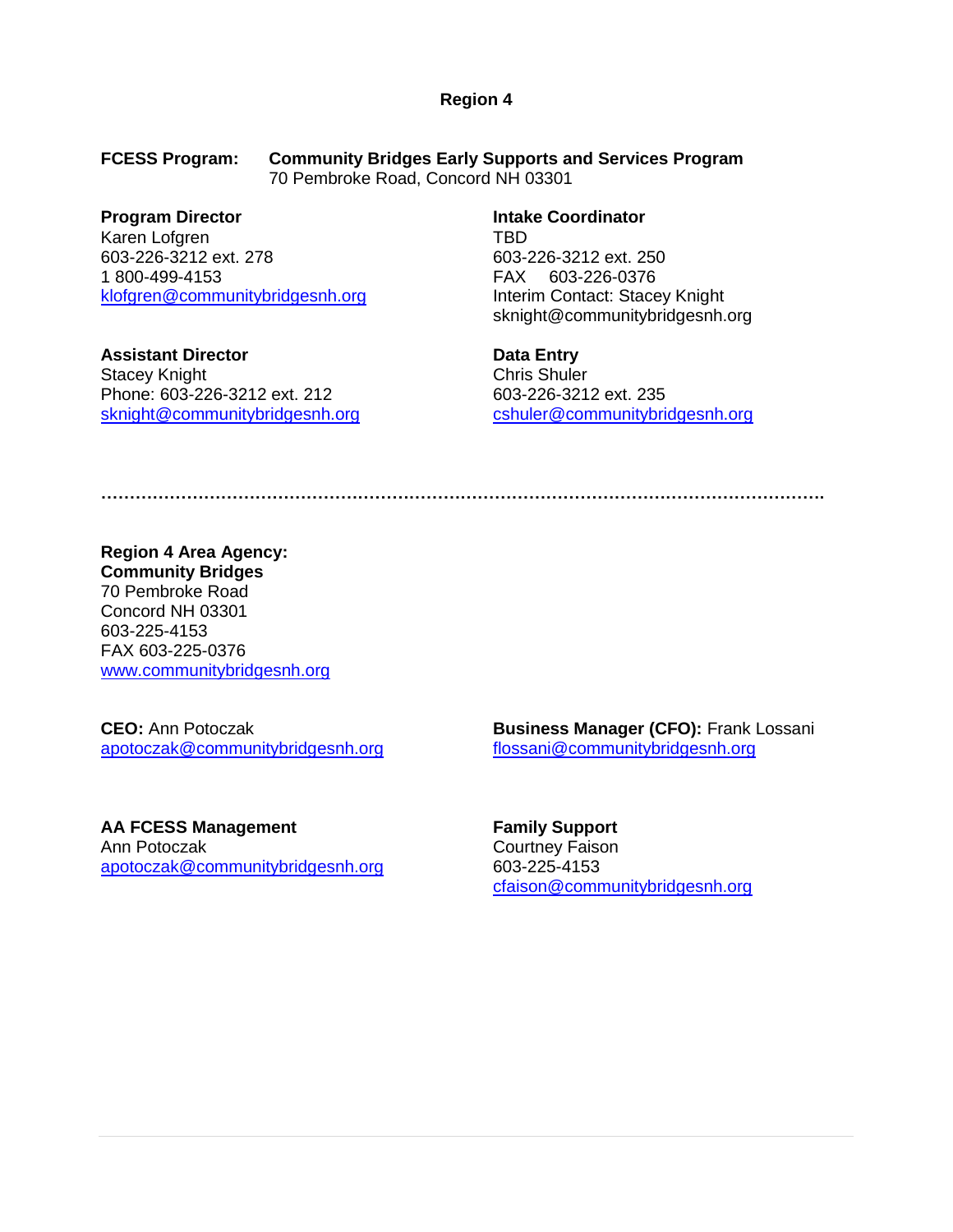## Region 4

**FCESS Program:** **Community Bridges Early Supports and Services Program**
70 Pembroke Road, Concord NH 03301

**Program Director**
Karen Lofgren
603-226-3212 ext. 278
1 800-499-4153
klofgren@communitybridgesnh.org

**Intake Coordinator**
TBD
603-226-3212 ext. 250
FAX 603-226-0376
Interim Contact: Stacey Knight
sknight@communitybridgesnh.org

**Assistant Director**
Stacey Knight
Phone: 603-226-3212 ext. 212
sknight@communitybridgesnh.org

**Data Entry**
Chris Shuler
603-226-3212 ext. 235
cshuler@communitybridgesnh.org

……………………………………………………………………………………………………………

**Region 4 Area Agency:**
**Community Bridges**
70 Pembroke Road
Concord NH 03301
603-225-4153
FAX 603-225-0376
www.communitybridgesnh.org

**CEO:** Ann Potoczak
apotoczak@communitybridgesnh.org

**Business Manager (CFO):** Frank Lossani
flossani@communitybridgesnh.org

**AA FCESS Management**
Ann Potoczak
apotoczak@communitybridgesnh.org

**Family Support**
Courtney Faison
603-225-4153
cfaison@communitybridgesnh.org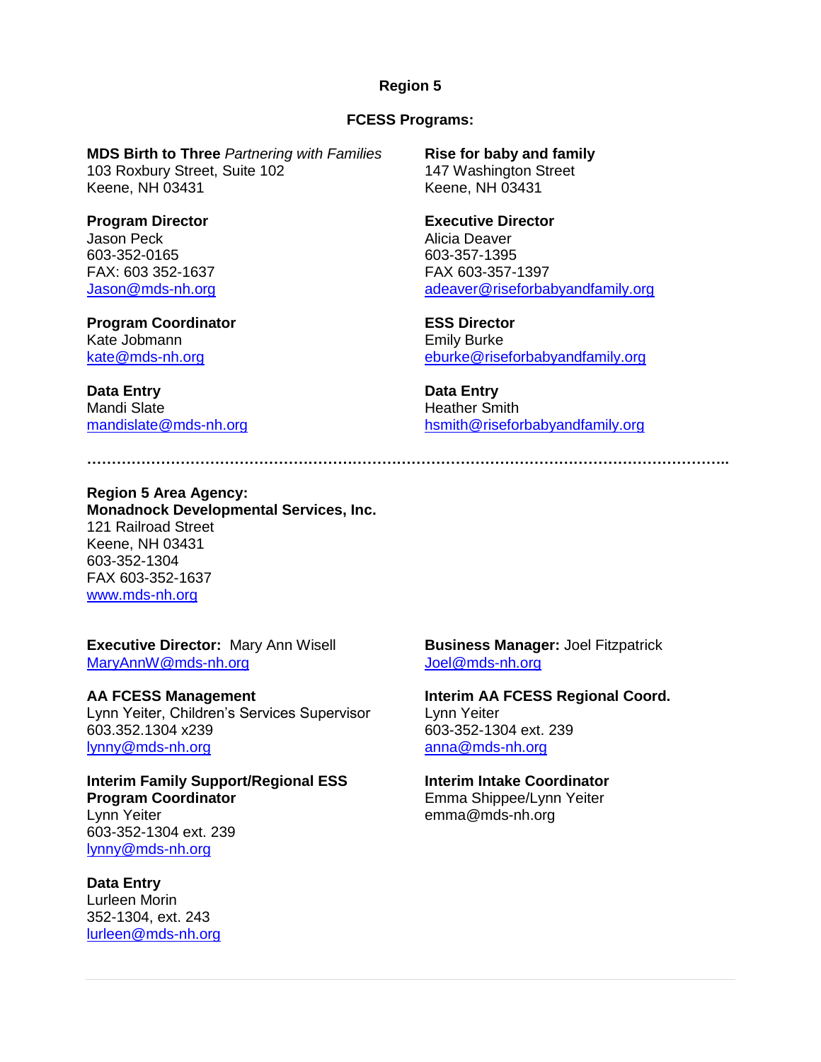## Region 5

### FCESS Programs:

**MDS Birth to Three** *Partnering with Families*
103 Roxbury Street, Suite 102
Keene, NH 03431

**Program Director**
Jason Peck
603-352-0165
FAX: 603 352-1637
Jason@mds-nh.org

**Program Coordinator**
Kate Jobmann
kate@mds-nh.org

**Data Entry**
Mandi Slate
mandislate@mds-nh.org

**Rise for baby and family**
147 Washington Street
Keene, NH 03431

**Executive Director**
Alicia Deaver
603-357-1395
FAX 603-357-1397
adeaver@riseforbabyandfamily.org

**ESS Director**
Emily Burke
eburke@riseforbabyandfamily.org

**Data Entry**
Heather Smith
hsmith@riseforbabyandfamily.org

.......................................................................................................................................

**Region 5 Area Agency:**
**Monadnock Developmental Services, Inc.**
121 Railroad Street
Keene, NH 03431
603-352-1304
FAX 603-352-1637
www.mds-nh.org

**Executive Director:** Mary Ann Wisell
MaryAnnW@mds-nh.org

**AA FCESS Management**
Lynn Yeiter, Children's Services Supervisor
603.352.1304 x239
lynny@mds-nh.org

**Interim Family Support/Regional ESS Program Coordinator**
Lynn Yeiter
603-352-1304 ext. 239
lynny@mds-nh.org

**Data Entry**
Lurleen Morin
352-1304, ext. 243
lurleen@mds-nh.org

**Business Manager:** Joel Fitzpatrick
Joel@mds-nh.org

**Interim AA FCESS Regional Coord.**
Lynn Yeiter
603-352-1304 ext. 239
anna@mds-nh.org

**Interim Intake Coordinator**
Emma Shippee/Lynn Yeiter
emma@mds-nh.org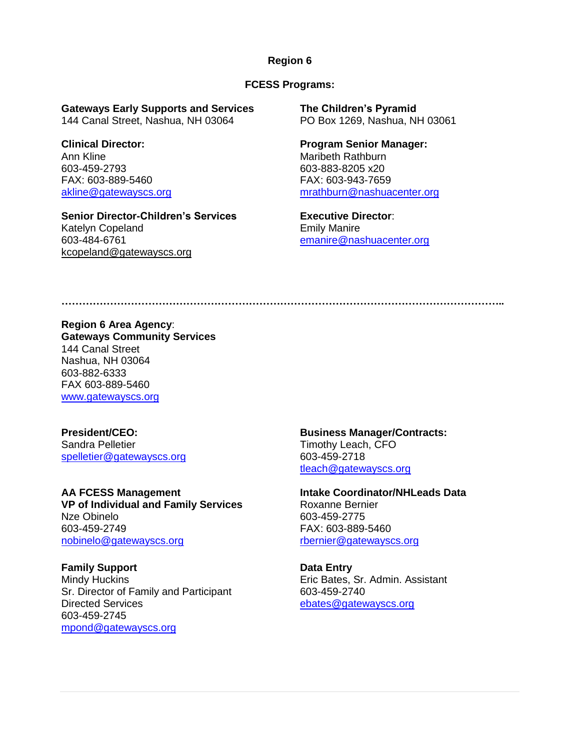# Region 6

## FCESS Programs:

**Gateways Early Supports and Services**
144 Canal Street, Nashua, NH 03064

**Clinical Director:**
Ann Kline
603-459-2793
FAX: 603-889-5460
akline@gatewayscs.org

**Senior Director-Children's Services**
Katelyn Copeland
603-484-6761
kcopeland@gatewayscs.org

**The Children's Pyramid**
PO Box 1269, Nashua, NH 03061

**Program Senior Manager:**
Maribeth Rathburn
603-883-8205 x20
FAX: 603-943-7659
mrathburn@nashuacenter.org

**Executive Director**:
Emily Manire
emanire@nashuacenter.org

…………………………………………………………………………………………………………..

**Region 6 Area Agency**:
**Gateways Community Services**
144 Canal Street
Nashua, NH 03064
603-882-6333
FAX 603-889-5460
www.gatewayscs.org

**President/CEO:**
Sandra Pelletier
spelletier@gatewayscs.org

**AA FCESS Management**
**VP of Individual and Family Services**
Nze Obinelo
603-459-2749
nobinelo@gatewayscs.org

**Family Support**
Mindy Huckins
Sr. Director of Family and Participant Directed Services
603-459-2745
mpond@gatewayscs.org

**Business Manager/Contracts:**
Timothy Leach, CFO
603-459-2718
tleach@gatewayscs.org

**Intake Coordinator/NHLeads Data**
Roxanne Bernier
603-459-2775
FAX: 603-889-5460
rbernier@gatewayscs.org

**Data Entry**
Eric Bates, Sr. Admin. Assistant
603-459-2740
ebates@gatewayscs.org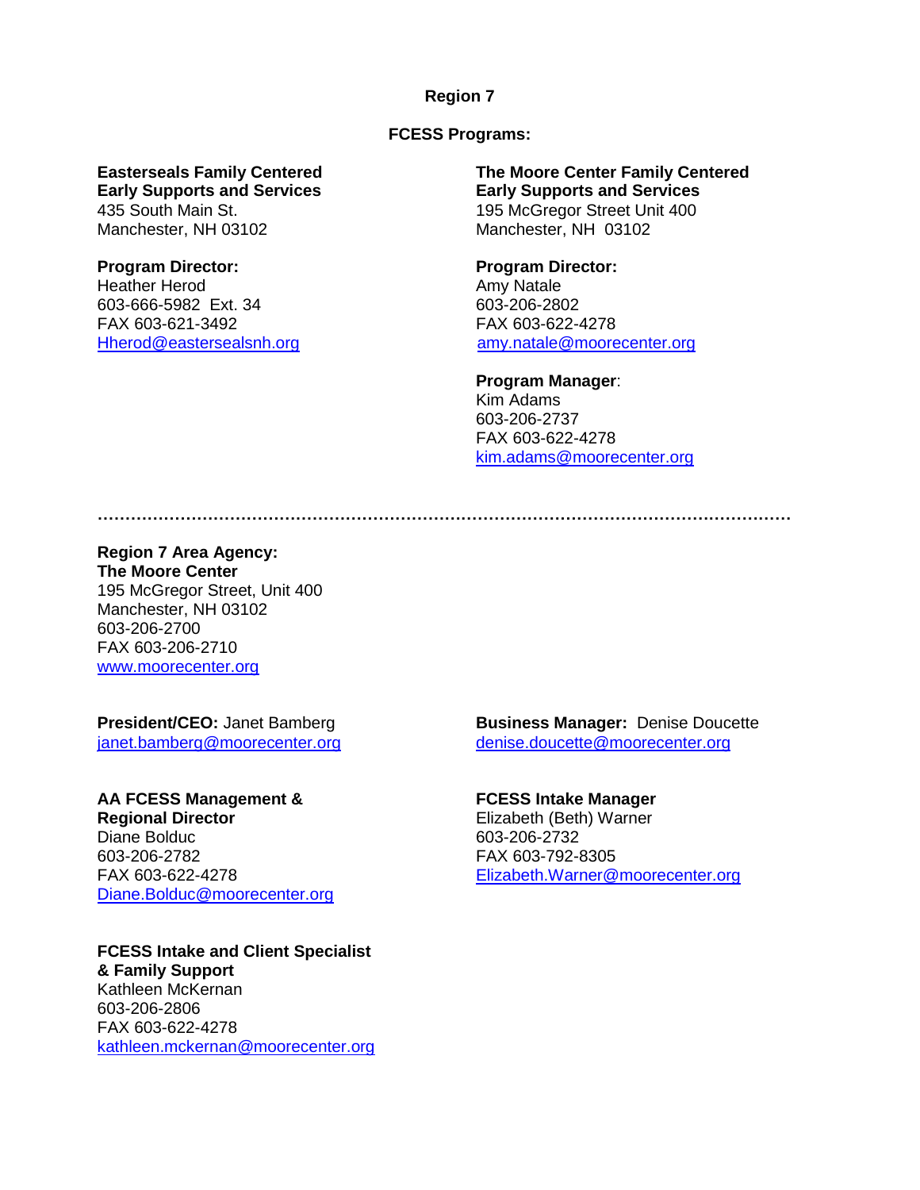## Region 7

### FCESS Programs:

**Easterseals Family Centered Early Supports and Services**
435 South Main St.
Manchester, NH 03102

**Program Director:**
Heather Herod
603-666-5982 Ext. 34
FAX 603-621-3492
Hherod@eastersealsnh.org

**The Moore Center Family Centered Early Supports and Services**
195 McGregor Street Unit 400
Manchester, NH 03102

**Program Director:**
Amy Natale
603-206-2802
FAX 603-622-4278
amy.natale@moorecenter.org

**Program Manager**:
Kim Adams
603-206-2737
FAX 603-622-4278
kim.adams@moorecenter.org

……………………………………………………………………………………………………………

**Region 7 Area Agency:**
**The Moore Center**
195 McGregor Street, Unit 400
Manchester, NH 03102
603-206-2700
FAX 603-206-2710
www.moorecenter.org

**President/CEO:** Janet Bamberg
janet.bamberg@moorecenter.org

**Business Manager:** Denise Doucette
denise.doucette@moorecenter.org

**AA FCESS Management & Regional Director**
Diane Bolduc
603-206-2782
FAX 603-622-4278
Diane.Bolduc@moorecenter.org

**FCESS Intake Manager**
Elizabeth (Beth) Warner
603-206-2732
FAX 603-792-8305
Elizabeth.Warner@moorecenter.org

**FCESS Intake and Client Specialist & Family Support**
Kathleen McKernan
603-206-2806
FAX 603-622-4278
kathleen.mckernan@moorecenter.org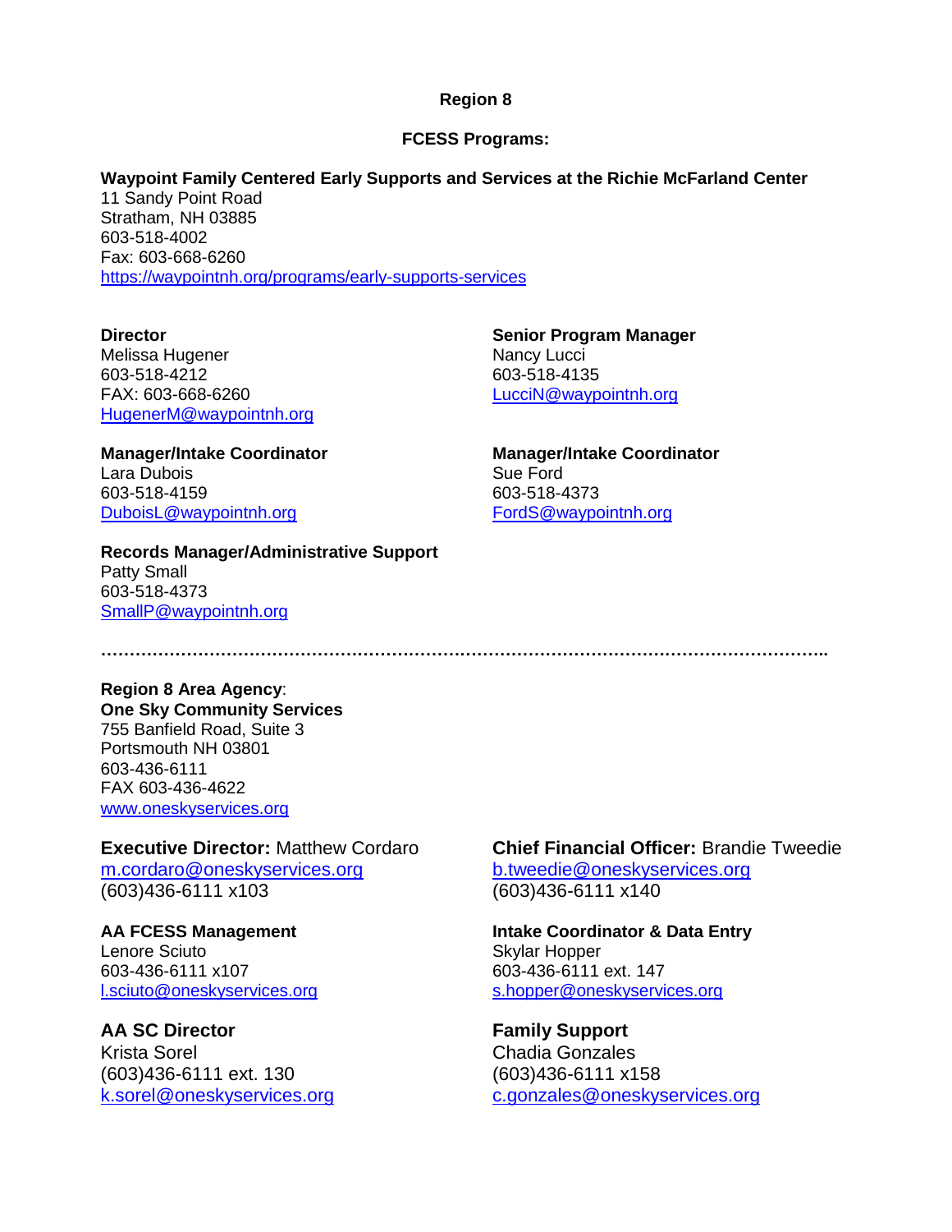## Region 8

### FCESS Programs:

**Waypoint Family Centered Early Supports and Services at the Richie McFarland Center**
11 Sandy Point Road
Stratham, NH 03885
603-518-4002
Fax: 603-668-6260
https://waypointnh.org/programs/early-supports-services

**Director**
Melissa Hugener
603-518-4212
FAX: 603-668-6260
HugenerM@waypointnh.org

**Senior Program Manager**
Nancy Lucci
603-518-4135
LucciN@waypointnh.org

**Manager/Intake Coordinator**
Lara Dubois
603-518-4159
DuboisL@waypointnh.org

**Manager/Intake Coordinator**
Sue Ford
603-518-4373
FordS@waypointnh.org

**Records Manager/Administrative Support**
Patty Small
603-518-4373
SmallP@waypointnh.org

………………………………………………………………………………………………………………..

**Region 8 Area Agency**:
**One Sky Community Services**
755 Banfield Road, Suite 3
Portsmouth NH 03801
603-436-6111
FAX 603-436-4622
www.oneskyservices.org

**Executive Director:** Matthew Cordaro
m.cordaro@oneskyservices.org
(603)436-6111 x103

**Chief Financial Officer:** Brandie Tweedie
b.tweedie@oneskyservices.org
(603)436-6111 x140

**AA FCESS Management**
Lenore Sciuto
603-436-6111 x107
l.sciuto@oneskyservices.org

**Intake Coordinator & Data Entry**
Skylar Hopper
603-436-6111 ext. 147
s.hopper@oneskyservices.org

**AA SC Director**
Krista Sorel
(603)436-6111 ext. 130
k.sorel@oneskyservices.org

**Family Support**
Chadia Gonzales
(603)436-6111 x158
c.gonzales@oneskyservices.org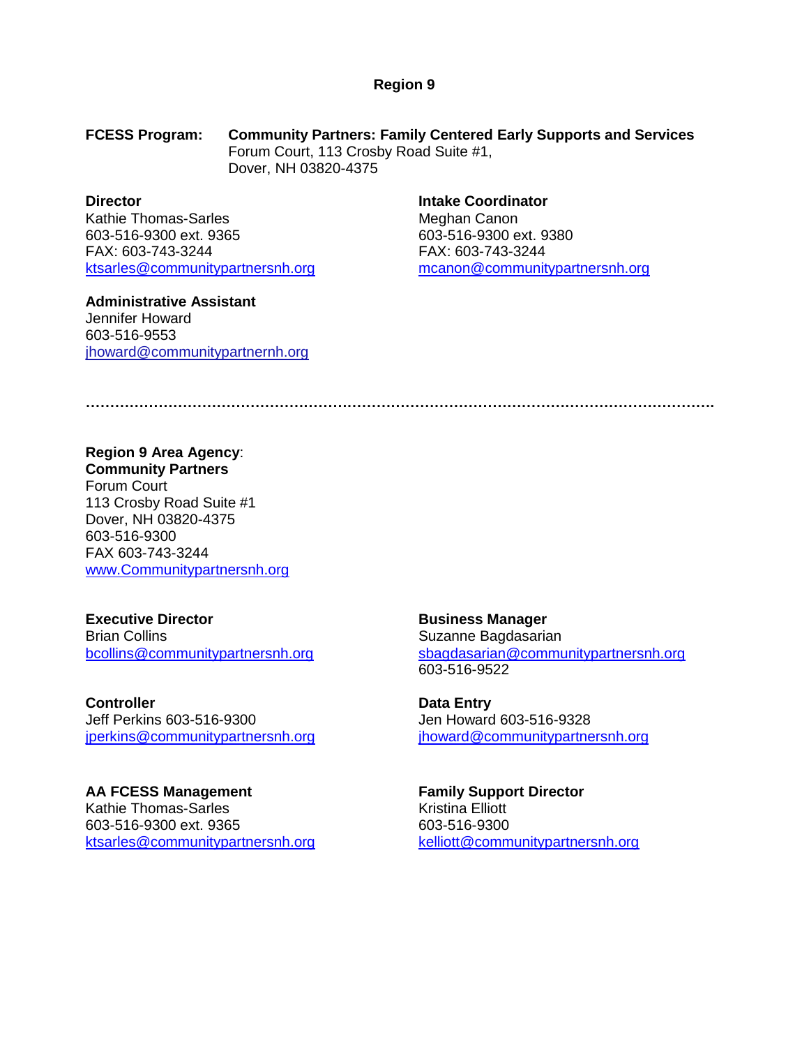## Region 9

**FCESS Program:** **Community Partners: Family Centered Early Supports and Services**
Forum Court, 113 Crosby Road Suite #1,
Dover, NH 03820-4375

**Director**
Kathie Thomas-Sarles
603-516-9300 ext. 9365
FAX: 603-743-3244
ktsarles@communitypartnersnh.org

**Intake Coordinator**
Meghan Canon
603-516-9300 ext. 9380
FAX: 603-743-3244
mcanon@communitypartnersnh.org

**Administrative Assistant**
Jennifer Howard
603-516-9553
jhoward@communitypartnernh.org

……………………………………………………………………………………………………………….

**Region 9 Area Agency**:
**Community Partners**
Forum Court
113 Crosby Road Suite #1
Dover, NH 03820-4375
603-516-9300
FAX 603-743-3244
www.Communitypartnersnh.org

**Executive Director**
Brian Collins
bcollins@communitypartnersnh.org

**Business Manager**
Suzanne Bagdasarian
sbagdasarian@communitypartnersnh.org
603-516-9522

**Controller**
Jeff Perkins 603-516-9300
jperkins@communitypartnersnh.org

**Data Entry**
Jen Howard 603-516-9328
jhoward@communitypartnersnh.org

**AA FCESS Management**
Kathie Thomas-Sarles
603-516-9300 ext. 9365
ktsarles@communitypartnersnh.org

**Family Support Director**
Kristina Elliott
603-516-9300
kelliott@communitypartnersnh.org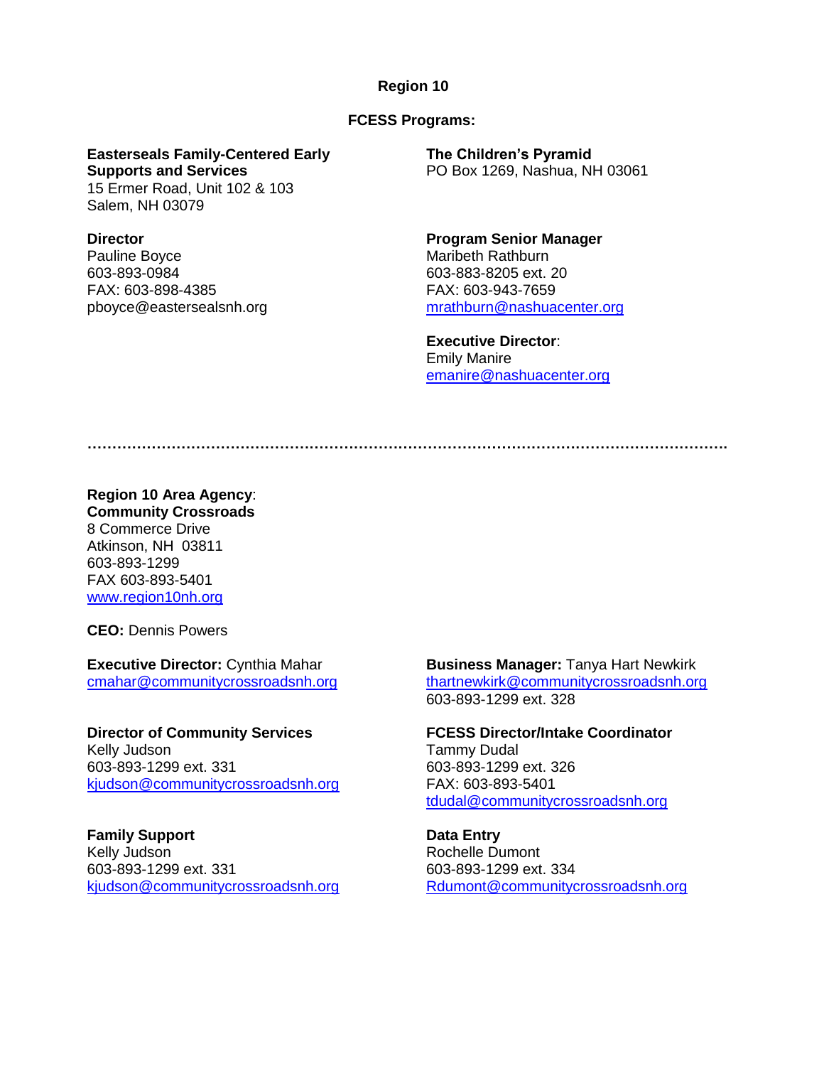## Region 10

### FCESS Programs:

**Easterseals Family-Centered Early Supports and Services**
15 Ermer Road, Unit 102 & 103
Salem, NH 03079

**Director**
Pauline Boyce
603-893-0984
FAX: 603-898-4385
pboyce@eastersealsnh.org

**The Children's Pyramid**
PO Box 1269, Nashua, NH 03061

**Program Senior Manager**
Maribeth Rathburn
603-883-8205 ext. 20
FAX: 603-943-7659
mrathburn@nashuacenter.org

**Executive Director**:
Emily Manire
emanire@nashuacenter.org

---

**Region 10 Area Agency**:
**Community Crossroads**
8 Commerce Drive
Atkinson, NH 03811
603-893-1299
FAX 603-893-5401
www.region10nh.org

**CEO:** Dennis Powers

**Executive Director:** Cynthia Mahar
cmahar@communitycrossroadsnh.org

**Business Manager:** Tanya Hart Newkirk
thartnewkirk@communitycrossroadsnh.org
603-893-1299 ext. 328

**Director of Community Services**
Kelly Judson
603-893-1299 ext. 331
kjudson@communitycrossroadsnh.org

**FCESS Director/Intake Coordinator**
Tammy Dudal
603-893-1299 ext. 326
FAX: 603-893-5401
tdudal@communitycrossroadsnh.org

**Family Support**
Kelly Judson
603-893-1299 ext. 331
kjudson@communitycrossroadsnh.org

**Data Entry**
Rochelle Dumont
603-893-1299 ext. 334
Rdumont@communitycrossroadsnh.org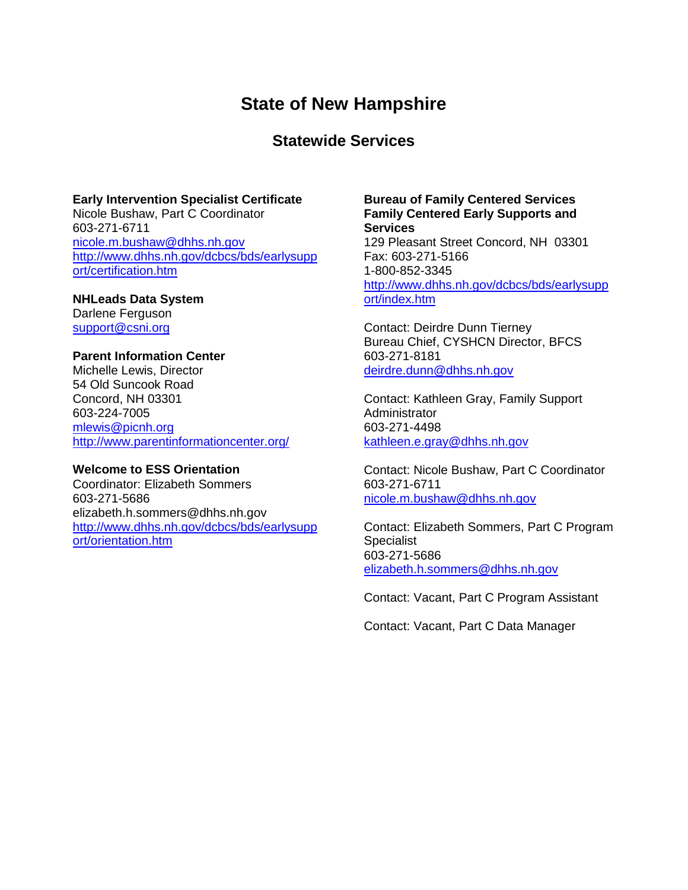# State of New Hampshire

## Statewide Services

**Early Intervention Specialist Certificate**
Nicole Bushaw, Part C Coordinator
603-271-6711
nicole.m.bushaw@dhhs.nh.gov
http://www.dhhs.nh.gov/dcbcs/bds/earlysupport/certification.htm

**NHLeads Data System**
Darlene Ferguson
support@csni.org

**Parent Information Center**
Michelle Lewis, Director
54 Old Suncook Road
Concord, NH 03301
603-224-7005
mlewis@picnh.org
http://www.parentinformationcenter.org/

**Welcome to ESS Orientation**
Coordinator: Elizabeth Sommers
603-271-5686
elizabeth.h.sommers@dhhs.nh.gov
http://www.dhhs.nh.gov/dcbcs/bds/earlysupport/orientation.htm

**Bureau of Family Centered Services**
**Family Centered Early Supports and Services**
129 Pleasant Street Concord, NH 03301
Fax: 603-271-5166
1-800-852-3345
http://www.dhhs.nh.gov/dcbcs/bds/earlysupport/index.htm

Contact: Deirdre Dunn Tierney
Bureau Chief, CYSHCN Director, BFCS
603-271-8181
deirdre.dunn@dhhs.nh.gov

Contact: Kathleen Gray, Family Support Administrator
603-271-4498
kathleen.e.gray@dhhs.nh.gov

Contact: Nicole Bushaw, Part C Coordinator
603-271-6711
nicole.m.bushaw@dhhs.nh.gov

Contact: Elizabeth Sommers, Part C Program Specialist
603-271-5686
elizabeth.h.sommers@dhhs.nh.gov

Contact: Vacant, Part C Program Assistant

Contact: Vacant, Part C Data Manager